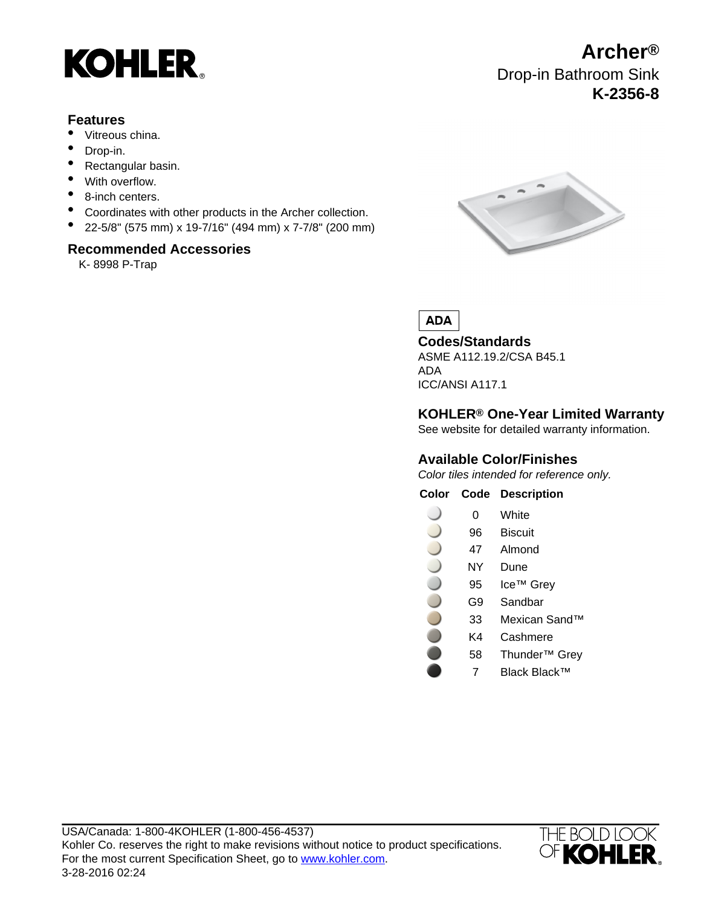# Archer®

## Drop-in Bathroom Sink

## K-2356-8

### Features

- Vitreous china.
- Drop-in.
- Rectangular basin.
- With overflow.
- 8-inch centers.
- Coordinates with other products in the Archer collection.
- 22-5/8" (575 mm) x 19-7/16" (494 mm) x 7-7/8" (200 mm)

### Recommended Accessories

K- 8998 P-Trap

**ADA**

### Codes/Standards

ASME A112.19.2/CSA B45.1
ADA
ICC/ANSI A117.1

### KOHLER® One-Year Limited Warranty

See website for detailed warranty information.

### Available Color/Finishes

*Color tiles intended for reference only.*

| Color | Code | Description |
|---|---|---|
| | 0 | White |
| | 96 | Biscuit |
| | 47 | Almond |
| | NY | Dune |
| | 95 | Ice™ Grey |
| | G9 | Sandbar |
| | 33 | Mexican Sand™ |
| | K4 | Cashmere |
| | 58 | Thunder™ Grey |
| | 7 | Black Black™ |

USA/Canada: 1-800-4KOHLER (1-800-456-4537)
Kohler Co. reserves the right to make revisions without notice to product specifications.
For the most current Specification Sheet, go to www.kohler.com.
3-28-2016 02:24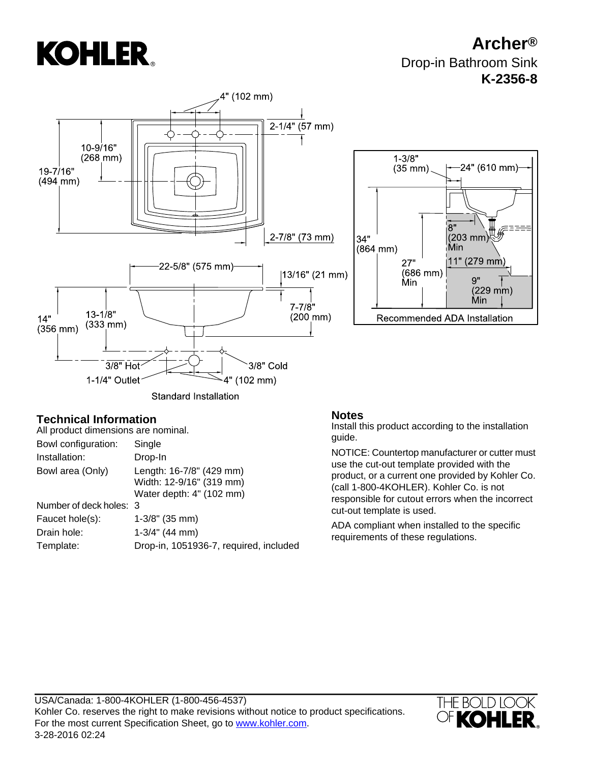# Archer®

## Drop-in Bathroom Sink

## K-2356-8

4" (102 mm)
2-1/4" (57 mm)
10-9/16" (268 mm)
19-7/16" (494 mm)
2-7/8" (73 mm)
22-5/8" (575 mm)
13/16" (21 mm)
7-7/8" (200 mm)
14" (356 mm)
13-1/8" (333 mm)
3/8" Hot
3/8" Cold
1-1/4" Outlet
4" (102 mm)

Standard Installation

1-3/8" (35 mm)
24" (610 mm)
34" (864 mm)
27" (686 mm) Min
8" (203 mm) Min
11" (279 mm)
9" (229 mm) Min

Recommended ADA Installation

### Technical Information

All product dimensions are nominal.

| | |
|---|---|
| Bowl configuration: | Single |
| Installation: | Drop-In |
| Bowl area (Only) | Length: 16-7/8" (429 mm)<br>Width: 12-9/16" (319 mm)<br>Water depth: 4" (102 mm) |
| Number of deck holes: | 3 |
| Faucet hole(s): | 1-3/8" (35 mm) |
| Drain hole: | 1-3/4" (44 mm) |
| Template: | Drop-in, 1051936-7, required, included |

### Notes

Install this product according to the installation guide.

NOTICE: Countertop manufacturer or cutter must use the cut-out template provided with the product, or a current one provided by Kohler Co. (call 1-800-4KOHLER). Kohler Co. is not responsible for cutout errors when the incorrect cut-out template is used.

ADA compliant when installed to the specific requirements of these regulations.

USA/Canada: 1-800-4KOHLER (1-800-456-4537)
Kohler Co. reserves the right to make revisions without notice to product specifications.
For the most current Specification Sheet, go to www.kohler.com.
3-28-2016 02:24